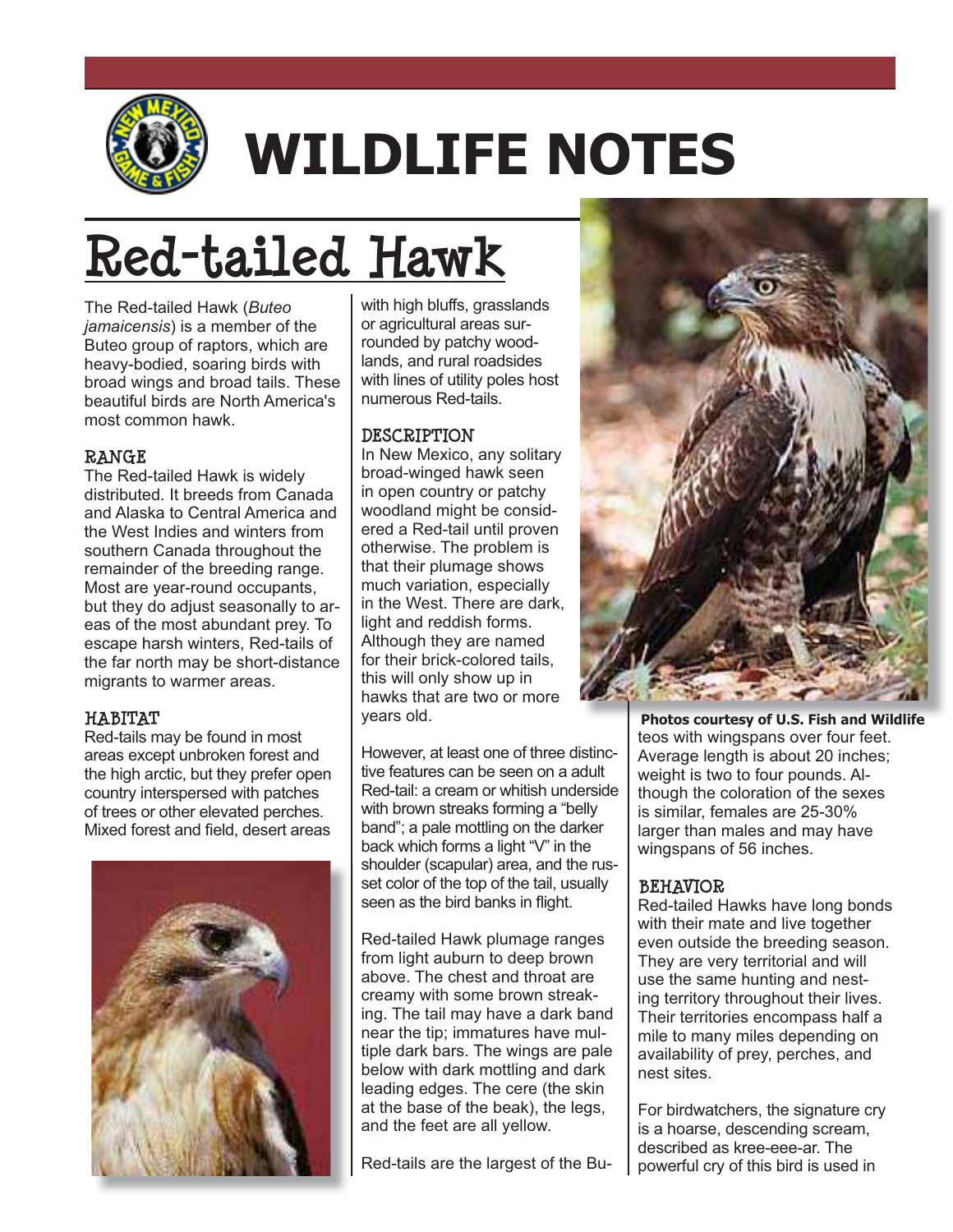# WILDLIFE NOTES

## Red-tailed Hawk

The Red-tailed Hawk (*Buteo jamaicensis*) is a member of the Buteo group of raptors, which are heavy-bodied, soaring birds with broad wings and broad tails. These beautiful birds are North America's most common hawk.

### RANGE

The Red-tailed Hawk is widely distributed. It breeds from Canada and Alaska to Central America and the West Indies and winters from southern Canada throughout the remainder of the breeding range. Most are year-round occupants, but they do adjust seasonally to areas of the most abundant prey. To escape harsh winters, Red-tails of the far north may be short-distance migrants to warmer areas.

### HABITAT

Red-tails may be found in most areas except unbroken forest and the high arctic, but they prefer open country interspersed with patches of trees or other elevated perches. Mixed forest and field, desert areas with high bluffs, grasslands or agricultural areas surrounded by patchy woodlands, and rural roadsides with lines of utility poles host numerous Red-tails.

### DESCRIPTION

In New Mexico, any solitary broad-winged hawk seen in open country or patchy woodland might be considered a Red-tail until proven otherwise. The problem is that their plumage shows much variation, especially in the West. There are dark, light and reddish forms. Although they are named for their brick-colored tails, this will only show up in hawks that are two or more years old.

However, at least one of three distinctive features can be seen on a adult Red-tail: a cream or whitish underside with brown streaks forming a "belly band"; a pale mottling on the darker back which forms a light "V" in the shoulder (scapular) area, and the russet color of the top of the tail, usually seen as the bird banks in flight.

Red-tailed Hawk plumage ranges from light auburn to deep brown above. The chest and throat are creamy with some brown streaking. The tail may have a dark band near the tip; immatures have multiple dark bars. The wings are pale below with dark mottling and dark leading edges. The cere (the skin at the base of the beak), the legs, and the feet are all yellow.

Red-tails are the largest of the Buteos with wingspans over four feet. Average length is about 20 inches; weight is two to four pounds. Although the coloration of the sexes is similar, females are 25-30% larger than males and may have wingspans of 56 inches.

**Photos courtesy of U.S. Fish and Wildlife**

### BEHAVIOR

Red-tailed Hawks have long bonds with their mate and live together even outside the breeding season. They are very territorial and will use the same hunting and nesting territory throughout their lives. Their territories encompass half a mile to many miles depending on availability of prey, perches, and nest sites.

For birdwatchers, the signature cry is a hoarse, descending scream, described as kree-eee-ar. The powerful cry of this bird is used in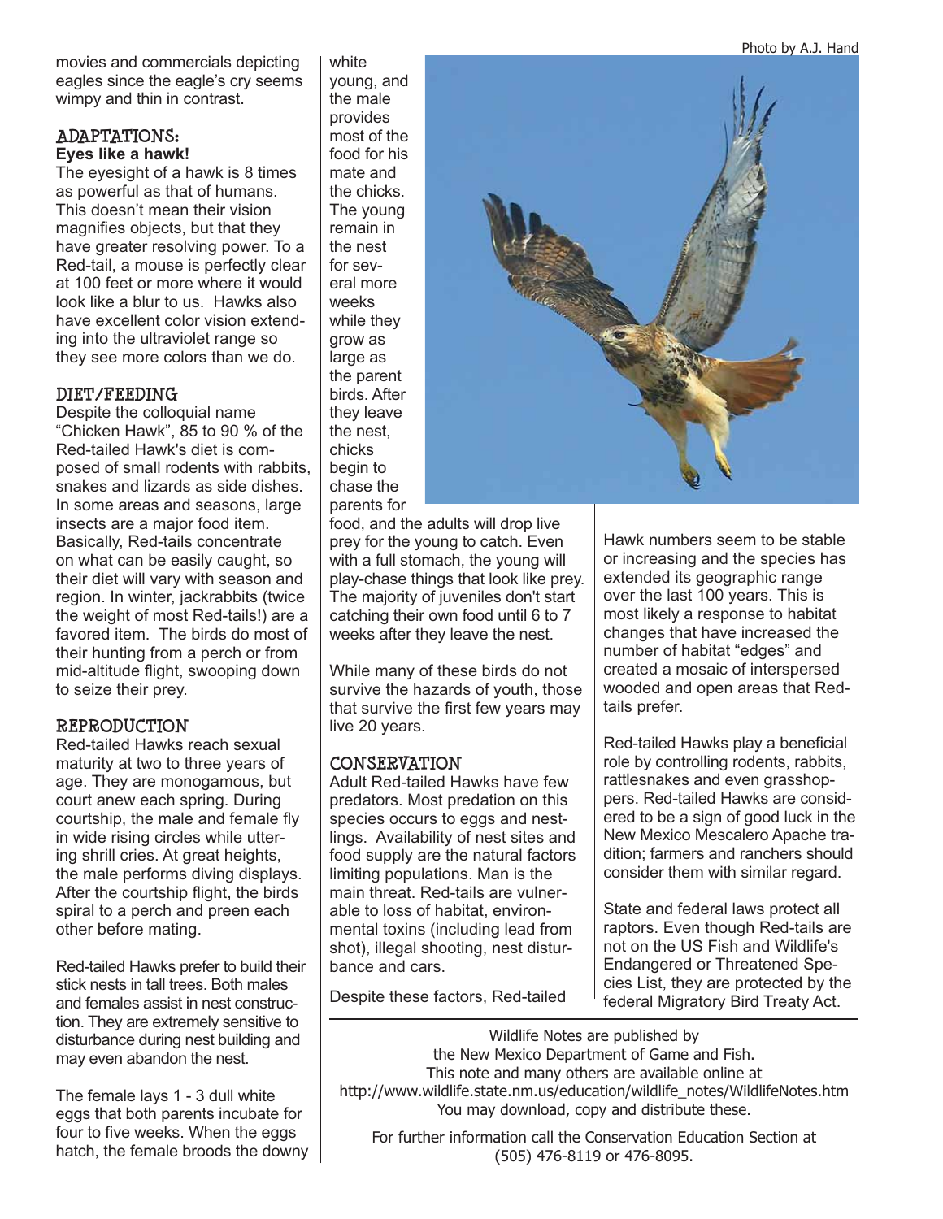movies and commercials depicting eagles since the eagle's cry seems wimpy and thin in contrast.

## ADAPTATIONS:

**Eyes like a hawk!**

The eyesight of a hawk is 8 times as powerful as that of humans. This doesn't mean their vision magnifies objects, but that they have greater resolving power. To a Red-tail, a mouse is perfectly clear at 100 feet or more where it would look like a blur to us. Hawks also have excellent color vision extending into the ultraviolet range so they see more colors than we do.

## DIET/FEEDING

Despite the colloquial name "Chicken Hawk", 85 to 90 % of the Red-tailed Hawk's diet is composed of small rodents with rabbits, snakes and lizards as side dishes. In some areas and seasons, large insects are a major food item. Basically, Red-tails concentrate on what can be easily caught, so their diet will vary with season and region. In winter, jackrabbits (twice the weight of most Red-tails!) are a favored item. The birds do most of their hunting from a perch or from mid-altitude flight, swooping down to seize their prey.

## REPRODUCTION

Red-tailed Hawks reach sexual maturity at two to three years of age. They are monogamous, but court anew each spring. During courtship, the male and female fly in wide rising circles while uttering shrill cries. At great heights, the male performs diving displays. After the courtship flight, the birds spiral to a perch and preen each other before mating.

Red-tailed Hawks prefer to build their stick nests in tall trees. Both males and females assist in nest construction. They are extremely sensitive to disturbance during nest building and may even abandon the nest.

The female lays 1 - 3 dull white eggs that both parents incubate for four to five weeks. When the eggs hatch, the female broods the downy white young, and the male provides most of the food for his mate and the chicks. The young remain in the nest for several more weeks while they grow as large as the parent birds. After they leave the nest, chicks begin to chase the parents for food, and the adults will drop live prey for the young to catch. Even with a full stomach, the young will play-chase things that look like prey. The majority of juveniles don't start catching their own food until 6 to 7 weeks after they leave the nest.

While many of these birds do not survive the hazards of youth, those that survive the first few years may live 20 years.

Photo by A.J. Hand

## CONSERVATION

Adult Red-tailed Hawks have few predators. Most predation on this species occurs to eggs and nestlings. Availability of nest sites and food supply are the natural factors limiting populations. Man is the main threat. Red-tails are vulnerable to loss of habitat, environmental toxins (including lead from shot), illegal shooting, nest disturbance and cars.

Despite these factors, Red-tailed Hawk numbers seem to be stable or increasing and the species has extended its geographic range over the last 100 years. This is most likely a response to habitat changes that have increased the number of habitat "edges" and created a mosaic of interspersed wooded and open areas that Red-tails prefer.

Red-tailed Hawks play a beneficial role by controlling rodents, rabbits, rattlesnakes and even grasshoppers. Red-tailed Hawks are considered to be a sign of good luck in the New Mexico Mescalero Apache tradition; farmers and ranchers should consider them with similar regard.

State and federal laws protect all raptors. Even though Red-tails are not on the US Fish and Wildlife's Endangered or Threatened Species List, they are protected by the federal Migratory Bird Treaty Act.

---

Wildlife Notes are published by the New Mexico Department of Game and Fish.
This note and many others are available online at
http://www.wildlife.state.nm.us/education/wildlife_notes/WildlifeNotes.htm
You may download, copy and distribute these.

For further information call the Conservation Education Section at (505) 476-8119 or 476-8095.